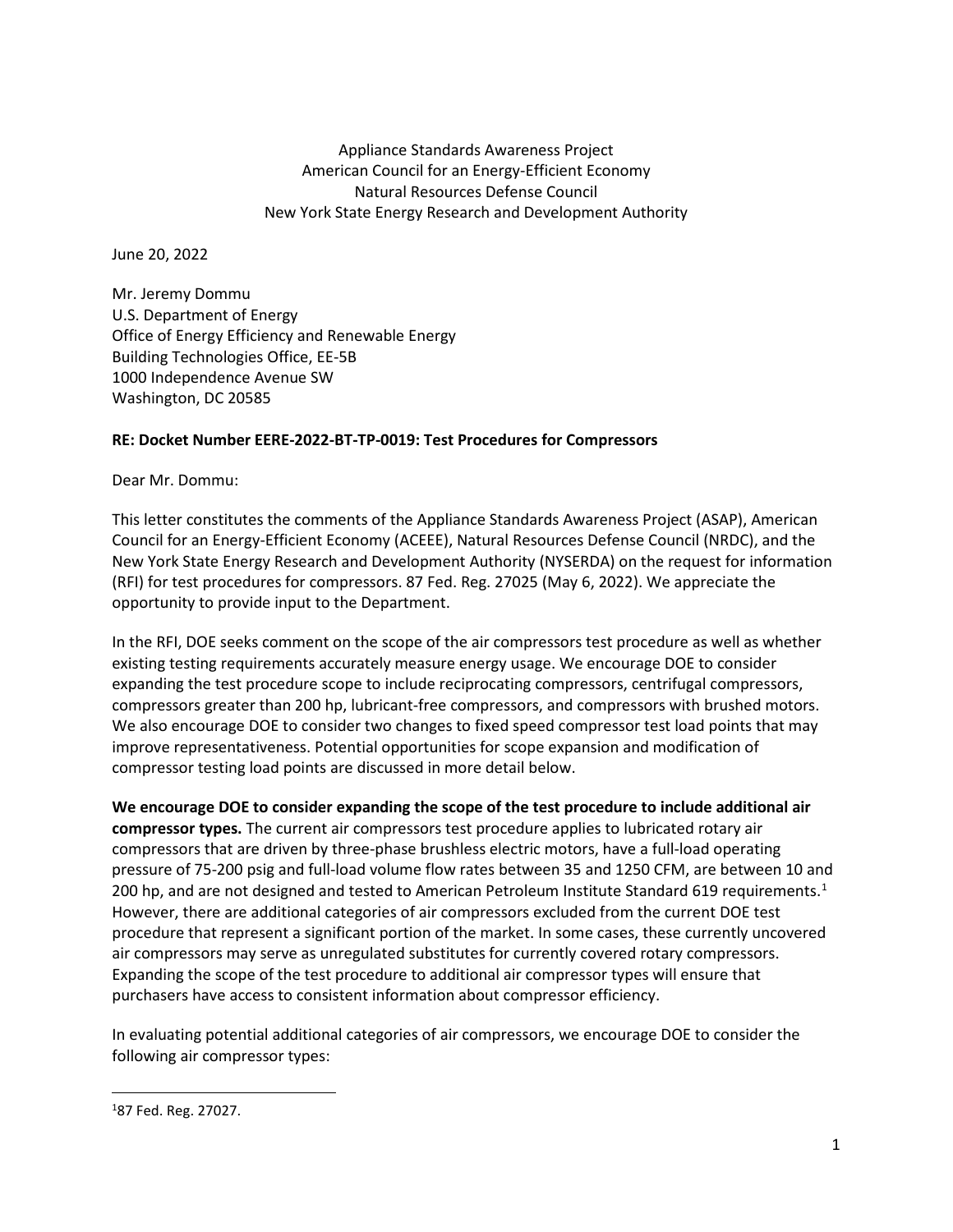Appliance Standards Awareness Project
American Council for an Energy-Efficient Economy
Natural Resources Defense Council
New York State Energy Research and Development Authority

June 20, 2022

Mr. Jeremy Dommu
U.S. Department of Energy
Office of Energy Efficiency and Renewable Energy
Building Technologies Office, EE-5B
1000 Independence Avenue SW
Washington, DC 20585

**RE: Docket Number EERE-2022-BT-TP-0019: Test Procedures for Compressors**

Dear Mr. Dommu:

This letter constitutes the comments of the Appliance Standards Awareness Project (ASAP), American Council for an Energy-Efficient Economy (ACEEE), Natural Resources Defense Council (NRDC), and the New York State Energy Research and Development Authority (NYSERDA) on the request for information (RFI) for test procedures for compressors. 87 Fed. Reg. 27025 (May 6, 2022). We appreciate the opportunity to provide input to the Department.

In the RFI, DOE seeks comment on the scope of the air compressors test procedure as well as whether existing testing requirements accurately measure energy usage. We encourage DOE to consider expanding the test procedure scope to include reciprocating compressors, centrifugal compressors, compressors greater than 200 hp, lubricant-free compressors, and compressors with brushed motors. We also encourage DOE to consider two changes to fixed speed compressor test load points that may improve representativeness. Potential opportunities for scope expansion and modification of compressor testing load points are discussed in more detail below.

**We encourage DOE to consider expanding the scope of the test procedure to include additional air compressor types.** The current air compressors test procedure applies to lubricated rotary air compressors that are driven by three-phase brushless electric motors, have a full-load operating pressure of 75-200 psig and full-load volume flow rates between 35 and 1250 CFM, are between 10 and 200 hp, and are not designed and tested to American Petroleum Institute Standard 619 requirements.[1] However, there are additional categories of air compressors excluded from the current DOE test procedure that represent a significant portion of the market. In some cases, these currently uncovered air compressors may serve as unregulated substitutes for currently covered rotary compressors. Expanding the scope of the test procedure to additional air compressor types will ensure that purchasers have access to consistent information about compressor efficiency.

In evaluating potential additional categories of air compressors, we encourage DOE to consider the following air compressor types:

[1] 87 Fed. Reg. 27027.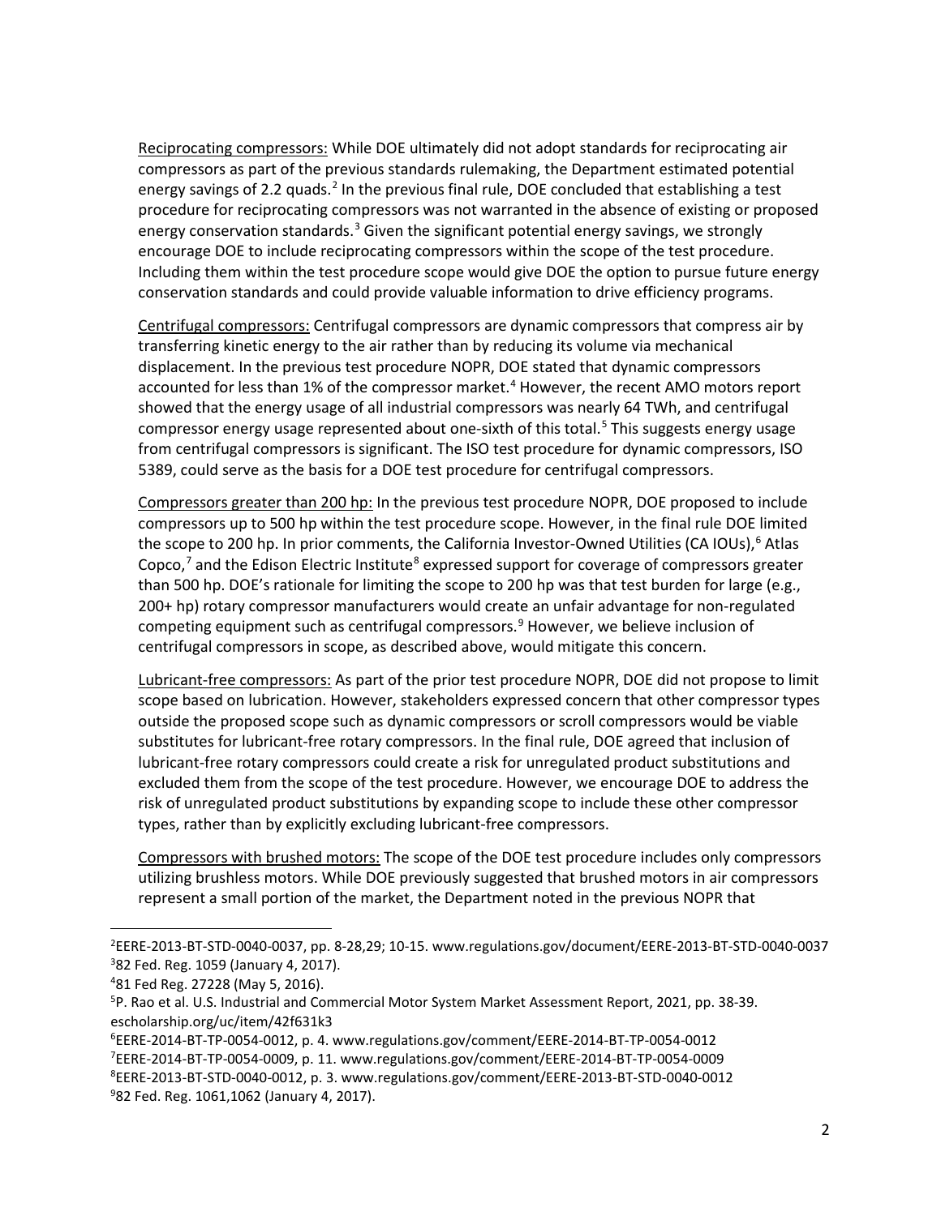Reciprocating compressors: While DOE ultimately did not adopt standards for reciprocating air compressors as part of the previous standards rulemaking, the Department estimated potential energy savings of 2.2 quads.[2] In the previous final rule, DOE concluded that establishing a test procedure for reciprocating compressors was not warranted in the absence of existing or proposed energy conservation standards.[3] Given the significant potential energy savings, we strongly encourage DOE to include reciprocating compressors within the scope of the test procedure. Including them within the test procedure scope would give DOE the option to pursue future energy conservation standards and could provide valuable information to drive efficiency programs.

Centrifugal compressors: Centrifugal compressors are dynamic compressors that compress air by transferring kinetic energy to the air rather than by reducing its volume via mechanical displacement. In the previous test procedure NOPR, DOE stated that dynamic compressors accounted for less than 1% of the compressor market.[4] However, the recent AMO motors report showed that the energy usage of all industrial compressors was nearly 64 TWh, and centrifugal compressor energy usage represented about one-sixth of this total.[5] This suggests energy usage from centrifugal compressors is significant. The ISO test procedure for dynamic compressors, ISO 5389, could serve as the basis for a DOE test procedure for centrifugal compressors.

Compressors greater than 200 hp: In the previous test procedure NOPR, DOE proposed to include compressors up to 500 hp within the test procedure scope. However, in the final rule DOE limited the scope to 200 hp. In prior comments, the California Investor-Owned Utilities (CA IOUs),[6] Atlas Copco,[7] and the Edison Electric Institute[8] expressed support for coverage of compressors greater than 500 hp. DOE's rationale for limiting the scope to 200 hp was that test burden for large (e.g., 200+ hp) rotary compressor manufacturers would create an unfair advantage for non-regulated competing equipment such as centrifugal compressors.[9] However, we believe inclusion of centrifugal compressors in scope, as described above, would mitigate this concern.

Lubricant-free compressors: As part of the prior test procedure NOPR, DOE did not propose to limit scope based on lubrication. However, stakeholders expressed concern that other compressor types outside the proposed scope such as dynamic compressors or scroll compressors would be viable substitutes for lubricant-free rotary compressors. In the final rule, DOE agreed that inclusion of lubricant-free rotary compressors could create a risk for unregulated product substitutions and excluded them from the scope of the test procedure. However, we encourage DOE to address the risk of unregulated product substitutions by expanding scope to include these other compressor types, rather than by explicitly excluding lubricant-free compressors.

Compressors with brushed motors: The scope of the DOE test procedure includes only compressors utilizing brushless motors. While DOE previously suggested that brushed motors in air compressors represent a small portion of the market, the Department noted in the previous NOPR that

---

[2] EERE-2013-BT-STD-0040-0037, pp. 8-28,29; 10-15. www.regulations.gov/document/EERE-2013-BT-STD-0040-0037

[3] 82 Fed. Reg. 1059 (January 4, 2017).

[4] 81 Fed Reg. 27228 (May 5, 2016).

[5] P. Rao et al. U.S. Industrial and Commercial Motor System Market Assessment Report, 2021, pp. 38-39. escholarship.org/uc/item/42f631k3

[6] EERE-2014-BT-TP-0054-0012, p. 4. www.regulations.gov/comment/EERE-2014-BT-TP-0054-0012

[7] EERE-2014-BT-TP-0054-0009, p. 11. www.regulations.gov/comment/EERE-2014-BT-TP-0054-0009

[8] EERE-2013-BT-STD-0040-0012, p. 3. www.regulations.gov/comment/EERE-2013-BT-STD-0040-0012

[9] 82 Fed. Reg. 1061,1062 (January 4, 2017).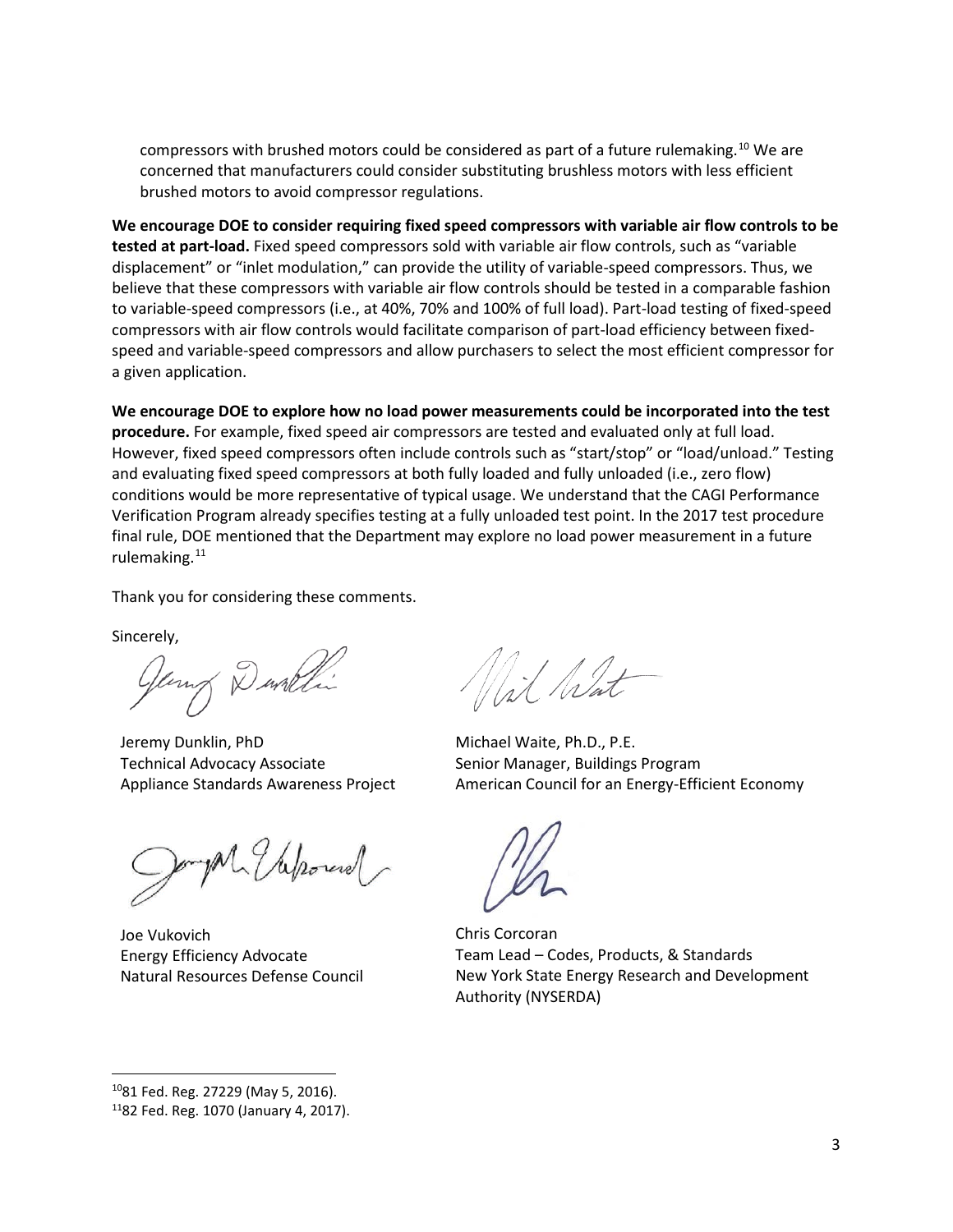compressors with brushed motors could be considered as part of a future rulemaking.[10] We are concerned that manufacturers could consider substituting brushless motors with less efficient brushed motors to avoid compressor regulations.

**We encourage DOE to consider requiring fixed speed compressors with variable air flow controls to be tested at part-load.** Fixed speed compressors sold with variable air flow controls, such as "variable displacement" or "inlet modulation," can provide the utility of variable-speed compressors. Thus, we believe that these compressors with variable air flow controls should be tested in a comparable fashion to variable-speed compressors (i.e., at 40%, 70% and 100% of full load). Part-load testing of fixed-speed compressors with air flow controls would facilitate comparison of part-load efficiency between fixed-speed and variable-speed compressors and allow purchasers to select the most efficient compressor for a given application.

**We encourage DOE to explore how no load power measurements could be incorporated into the test procedure.** For example, fixed speed air compressors are tested and evaluated only at full load. However, fixed speed compressors often include controls such as "start/stop" or "load/unload." Testing and evaluating fixed speed compressors at both fully loaded and fully unloaded (i.e., zero flow) conditions would be more representative of typical usage. We understand that the CAGI Performance Verification Program already specifies testing at a fully unloaded test point. In the 2017 test procedure final rule, DOE mentioned that the Department may explore no load power measurement in a future rulemaking.[11]

Thank you for considering these comments.

Sincerely,

Jeremy Dunklin, PhD
Technical Advocacy Associate
Appliance Standards Awareness Project

Michael Waite, Ph.D., P.E.
Senior Manager, Buildings Program
American Council for an Energy-Efficient Economy

Joe Vukovich
Energy Efficiency Advocate
Natural Resources Defense Council

Chris Corcoran
Team Lead – Codes, Products, & Standards
New York State Energy Research and Development Authority (NYSERDA)

[10] 81 Fed. Reg. 27229 (May 5, 2016).
[11] 82 Fed. Reg. 1070 (January 4, 2017).